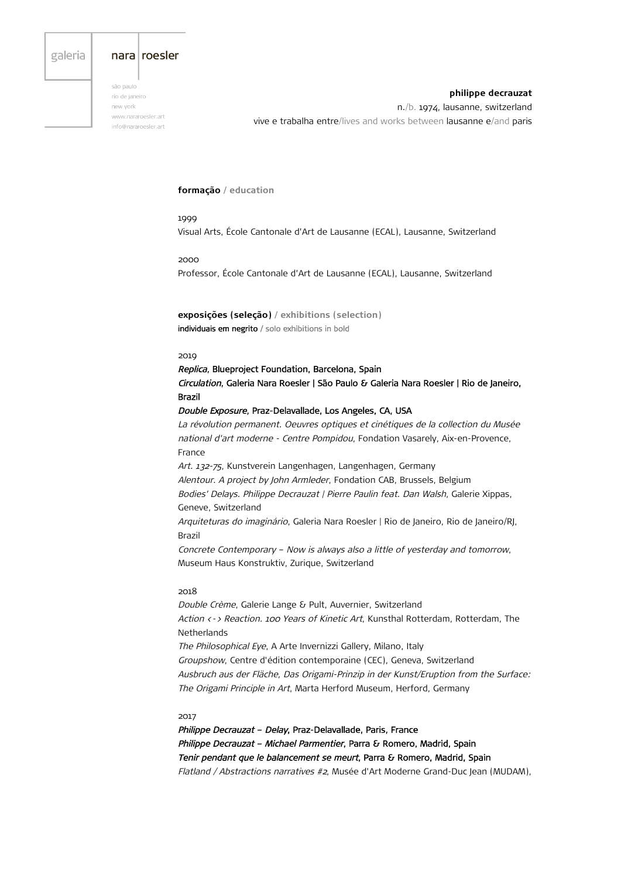galeria nara roesler

são paulo
rio de janeiro
new york
www.nararoesler.art
info@nararoesler.art

**philippe decrauzat**
n./b. 1974, lausanne, switzerland
vive e trabalha entre/lives and works between lausanne e/and paris

**formação** / **education**

1999
Visual Arts, École Cantonale d'Art de Lausanne (ECAL), Lausanne, Switzerland

2000
Professor, École Cantonale d'Art de Lausanne (ECAL), Lausanne, Switzerland

**exposições (seleção)** / **exhibitions (selection)**
individuais em negrito / solo exhibitions in bold

2019

***Replica*, Blueproject Foundation, Barcelona, Spain**
***Circulation*, Galeria Nara Roesler | São Paulo & Galeria Nara Roesler | Rio de Janeiro, Brazil**
***Double Exposure*, Praz-Delavallade, Los Angeles, CA, USA**
*La révolution permanent. Oeuvres optiques et cinétiques de la collection du Musée national d'art moderne - Centre Pompidou*, Fondation Vasarely, Aix-en-Provence, France
*Art. 132-75*, Kunstverein Langenhagen, Langenhagen, Germany
*Alentour. A project by John Armleder*, Fondation CAB, Brussels, Belgium
*Bodies' Delays. Philippe Decrauzat | Pierre Paulin feat. Dan Walsh*, Galerie Xippas, Geneve, Switzerland
*Arquiteturas do imaginário*, Galeria Nara Roesler | Rio de Janeiro, Rio de Janeiro/RJ, Brazil
*Concrete Contemporary – Now is always also a little of yesterday and tomorrow*, Museum Haus Konstruktiv, Zurique, Switzerland

2018

*Double Crème*, Galerie Lange & Pult, Auvernier, Switzerland
*Action <-> Reaction. 100 Years of Kinetic Art*, Kunsthal Rotterdam, Rotterdam, The Netherlands
*The Philosophical Eye*, A Arte Invernizzi Gallery, Milano, Italy
*Groupshow*, Centre d'édition contemporaine (CEC), Geneva, Switzerland
*Ausbruch aus der Fläche, Das Origami-Prinzip in der Kunst/Eruption from the Surface: The Origami Principle in Art*, Marta Herford Museum, Herford, Germany

2017

***Philippe Decrauzat – Delay*, Praz-Delavallade, Paris, France**
***Philippe Decrauzat – Michael Parmentier*, Parra & Romero, Madrid, Spain**
***Tenir pendant que le balancement se meurt*, Parra & Romero, Madrid, Spain**
*Flatland / Abstractions narratives #2*, Musée d'Art Moderne Grand-Duc Jean (MUDAM),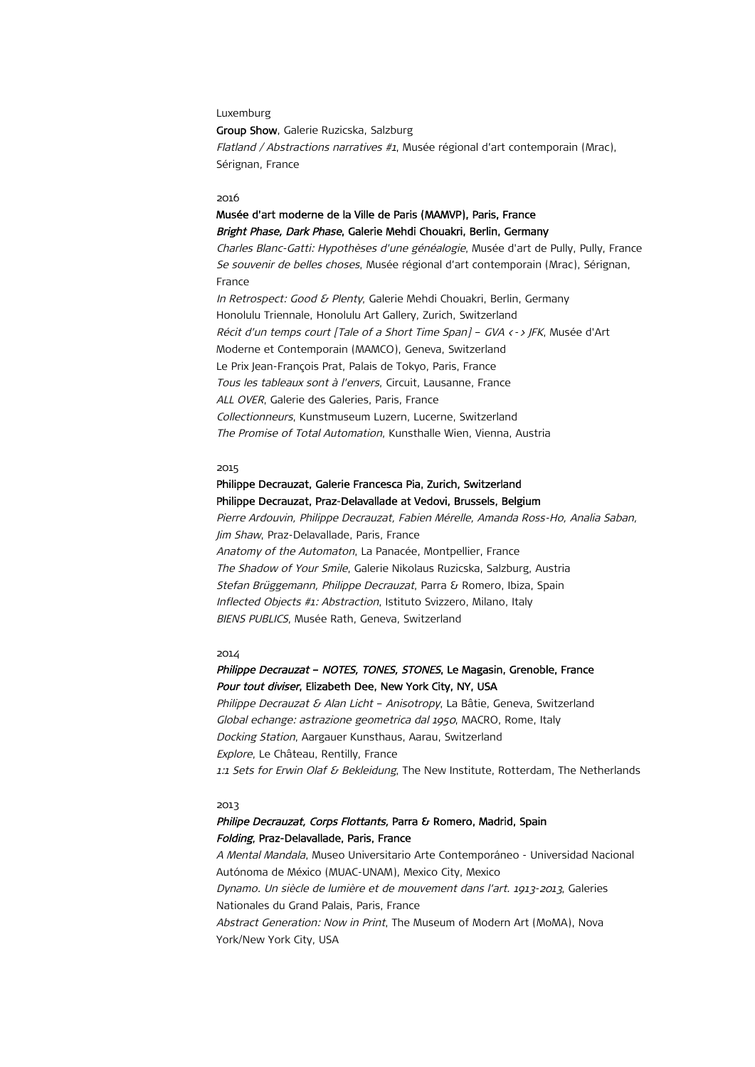Luxemburg

**Group Show**, Galerie Ruzicska, Salzburg

*Flatland / Abstractions narratives #1*, Musée régional d'art contemporain (Mrac), Sérignan, France

2016

**Musée d'art moderne de la Ville de Paris (MAMVP), Paris, France**

***Bright Phase, Dark Phase*, Galerie Mehdi Chouakri, Berlin, Germany**

*Charles Blanc-Gatti: Hypothèses d'une généalogie*, Musée d'art de Pully, Pully, France

*Se souvenir de belles choses*, Musée régional d'art contemporain (Mrac), Sérignan, France

*In Retrospect: Good & Plenty*, Galerie Mehdi Chouakri, Berlin, Germany

Honolulu Triennale, Honolulu Art Gallery, Zurich, Switzerland

*Récit d'un temps court [Tale of a Short Time Span] – GVA <-> JFK*, Musée d'Art Moderne et Contemporain (MAMCO), Geneva, Switzerland

Le Prix Jean-François Prat, Palais de Tokyo, Paris, France

*Tous les tableaux sont à l'envers*, Circuit, Lausanne, France

*ALL OVER*, Galerie des Galeries, Paris, France

*Collectionneurs*, Kunstmuseum Luzern, Lucerne, Switzerland

*The Promise of Total Automation*, Kunsthalle Wien, Vienna, Austria

2015

**Philippe Decrauzat, Galerie Francesca Pia, Zurich, Switzerland**

**Philippe Decrauzat, Praz-Delavallade at Vedovi, Brussels, Belgium**

*Pierre Ardouvin, Philippe Decrauzat, Fabien Mérelle, Amanda Ross-Ho, Analia Saban, Jim Shaw*, Praz-Delavallade, Paris, France

*Anatomy of the Automaton*, La Panacée, Montpellier, France

*The Shadow of Your Smile*, Galerie Nikolaus Ruzicska, Salzburg, Austria

*Stefan Brüggemann, Philippe Decrauzat*, Parra & Romero, Ibiza, Spain

*Inflected Objects #1: Abstraction*, Istituto Svizzero, Milano, Italy

*BIENS PUBLICS*, Musée Rath, Geneva, Switzerland

2014

***Philippe Decrauzat – NOTES, TONES, STONES*, Le Magasin, Grenoble, France**

***Pour tout diviser*, Elizabeth Dee, New York City, NY, USA**

*Philippe Decrauzat & Alan Licht – Anisotropy*, La Bâtie, Geneva, Switzerland

*Global echange: astrazione geometrica dal 1950*, MACRO, Rome, Italy

*Docking Station*, Aargauer Kunsthaus, Aarau, Switzerland

*Explore*, Le Château, Rentilly, France

*1:1 Sets for Erwin Olaf & Bekleidung*, The New Institute, Rotterdam, The Netherlands

2013

***Philipe Decrauzat, Corps Flottants,* Parra & Romero, Madrid, Spain**

***Folding*, Praz-Delavallade, Paris, France**

*A Mental Mandala*, Museo Universitario Arte Contemporáneo - Universidad Nacional Autónoma de México (MUAC-UNAM), Mexico City, Mexico

*Dynamo. Un siècle de lumière et de mouvement dans l'art. 1913-2013*, Galeries Nationales du Grand Palais, Paris, France

*Abstract Generation: Now in Print*, The Museum of Modern Art (MoMA), Nova York/New York City, USA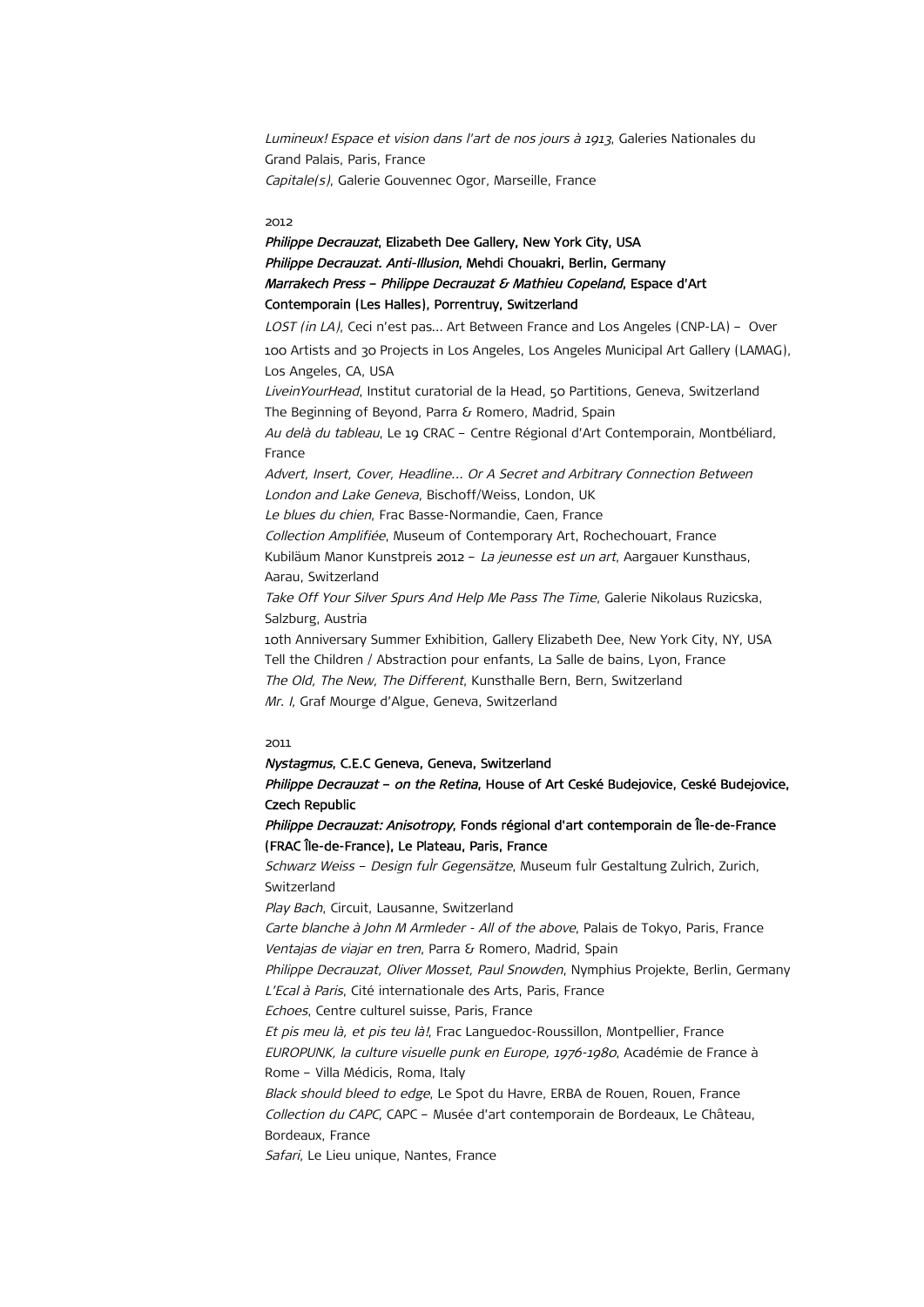*Lumineux! Espace et vision dans l'art de nos jours à 1913*, Galeries Nationales du Grand Palais, Paris, France
*Capitale(s)*, Galerie Gouvennec Ogor, Marseille, France

2012

***Philippe Decrauzat*, Elizabeth Dee Gallery, New York City, USA**
***Philippe Decrauzat. Anti-Illusion*, Mehdi Chouakri, Berlin, Germany**
***Marrakech Press – Philippe Decrauzat & Mathieu Copeland*, Espace d'Art Contemporain (Les Halles), Porrentruy, Switzerland**
*LOST (in LA)*, Ceci n'est pas... Art Between France and Los Angeles (CNP-LA) – Over 100 Artists and 30 Projects in Los Angeles, Los Angeles Municipal Art Gallery (LAMAG), Los Angeles, CA, USA
*LiveinYourHead*, Institut curatorial de la Head, 50 Partitions, Geneva, Switzerland
The Beginning of Beyond, Parra & Romero, Madrid, Spain
*Au delà du tableau*, Le 19 CRAC – Centre Régional d'Art Contemporain, Montbéliard, France
*Advert, Insert, Cover, Headline... Or A Secret and Arbitrary Connection Between London and Lake Geneva*, Bischoff/Weiss, London, UK
*Le blues du chien*, Frac Basse-Normandie, Caen, France
*Collection Amplifiée*, Museum of Contemporary Art, Rochechouart, France
Kubiläum Manor Kunstpreis 2012 – *La jeunesse est un art*, Aargauer Kunsthaus, Aarau, Switzerland
*Take Off Your Silver Spurs And Help Me Pass The Time*, Galerie Nikolaus Ruzicska, Salzburg, Austria
10th Anniversary Summer Exhibition, Gallery Elizabeth Dee, New York City, NY, USA
Tell the Children / Abstraction pour enfants, La Salle de bains, Lyon, France
*The Old, The New, The Different*, Kunsthalle Bern, Bern, Switzerland
*Mr. I*, Graf Mourge d'Algue, Geneva, Switzerland

2011

***Nystagmus*, C.E.C Geneva, Geneva, Switzerland**
***Philippe Decrauzat – on the Retina*, House of Art Ceské Budejovice, Ceské Budejovice, Czech Republic**
***Philippe Decrauzat: Anisotropy*, Fonds régional d'art contemporain de Île-de-France (FRAC Île-de-France), Le Plateau, Paris, France**
*Schwarz Weiss – Design fuÌr Gegensätze*, Museum fuÌr Gestaltung ZuÌrich, Zurich, Switzerland
*Play Bach*, Circuit, Lausanne, Switzerland
*Carte blanche à John M Armleder - All of the above*, Palais de Tokyo, Paris, France
*Ventajas de viajar en tren*, Parra & Romero, Madrid, Spain
*Philippe Decrauzat, Oliver Mosset, Paul Snowden*, Nymphius Projekte, Berlin, Germany
*L'Ecal à Paris*, Cité internationale des Arts, Paris, France
*Echoes*, Centre culturel suisse, Paris, France
*Et pis meu là, et pis teu là!*, Frac Languedoc-Roussillon, Montpellier, France
*EUROPUNK, la culture visuelle punk en Europe, 1976-1980*, Académie de France à Rome – Villa Médicis, Roma, Italy
*Black should bleed to edge*, Le Spot du Havre, ERBA de Rouen, Rouen, France
*Collection du CAPC*, CAPC – Musée d'art contemporain de Bordeaux, Le Château, Bordeaux, France
*Safari*, Le Lieu unique, Nantes, France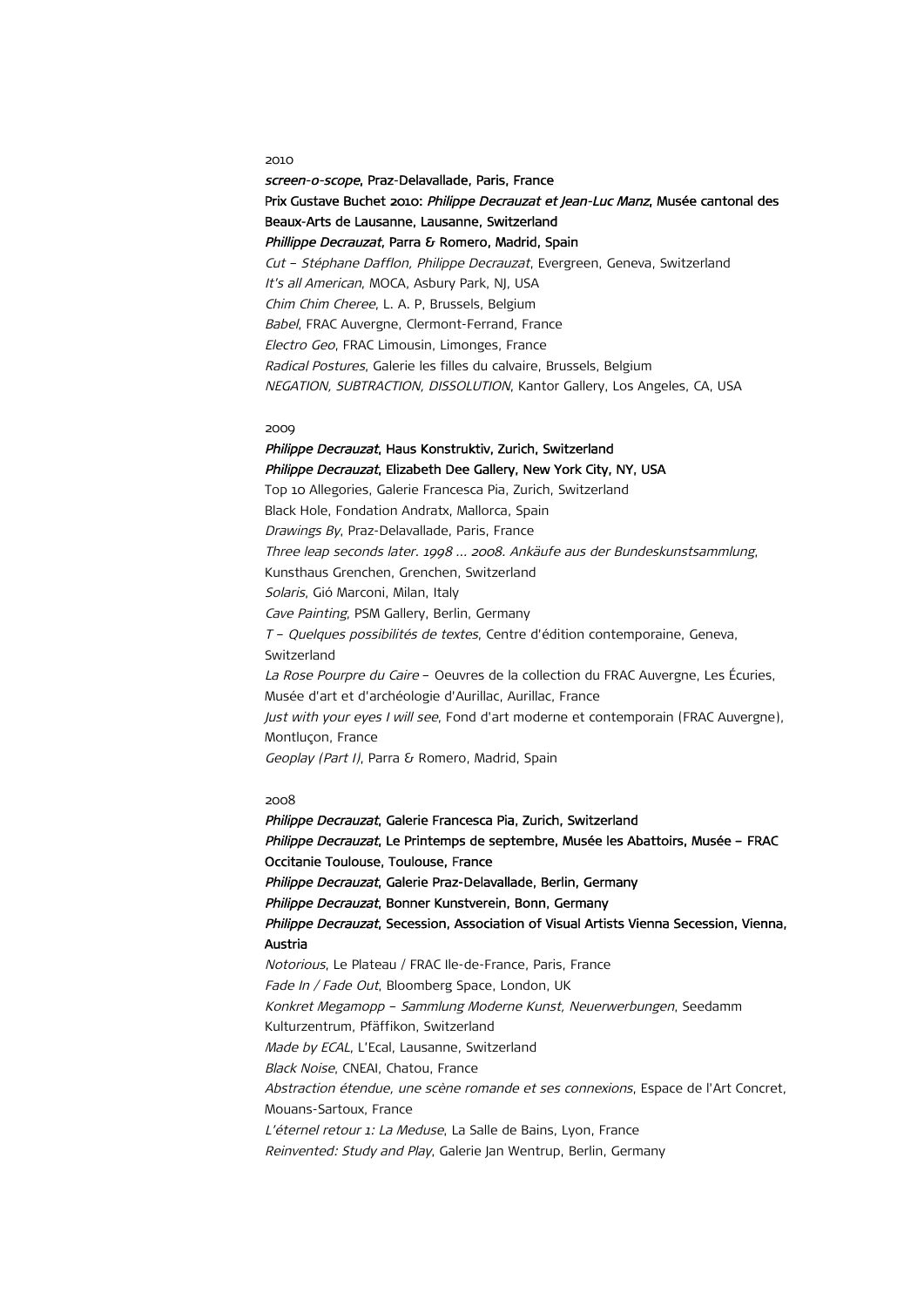2010

***screen-o-scope*, Praz-Delavallade, Paris, France**
**Prix Gustave Buchet 2010: *Philippe Decrauzat et Jean-Luc Manz*, Musée cantonal des Beaux-Arts de Lausanne, Lausanne, Switzerland**
***Phillippe Decrauzat*, Parra & Romero, Madrid, Spain**
*Cut – Stéphane Dafflon, Philippe Decrauzat*, Evergreen, Geneva, Switzerland
*It's all American*, MOCA, Asbury Park, NJ, USA
*Chim Chim Cheree*, L. A. P, Brussels, Belgium
*Babel*, FRAC Auvergne, Clermont-Ferrand, France
*Electro Geo*, FRAC Limousin, Limonges, France
*Radical Postures*, Galerie les filles du calvaire, Brussels, Belgium
*NEGATION, SUBTRACTION, DISSOLUTION*, Kantor Gallery, Los Angeles, CA, USA

2009

***Philippe Decrauzat*, Haus Konstruktiv, Zurich, Switzerland**
***Philippe Decrauzat*, Elizabeth Dee Gallery, New York City, NY, USA**
Top 10 Allegories, Galerie Francesca Pia, Zurich, Switzerland
Black Hole, Fondation Andratx, Mallorca, Spain
*Drawings By*, Praz-Delavallade, Paris, France
*Three leap seconds later. 1998 ... 2008. Ankäufe der Bundeskunstsammlung*, Kunsthaus Grenchen, Grenchen, Switzerland
*Solaris*, Gió Marconi, Milan, Italy
*Cave Painting*, PSM Gallery, Berlin, Germany
*T – Quelques possibilités de textes*, Centre d'édition contemporaine, Geneva, Switzerland
*La Rose Pourpre du Caire* – Oeuvres de la collection du FRAC Auvergne, Les Écuries, Musée d'art et d'archéologie d'Aurillac, Aurillac, France
*Just with your eyes I will see*, Fond d'art moderne et contemporain (FRAC Auvergne), Montluçon, France
*Geoplay (Part I)*, Parra & Romero, Madrid, Spain

2008

***Philippe Decrauzat*, Galerie Francesca Pia, Zurich, Switzerland**
***Philippe Decrauzat*, Le Printemps de septembre, Musée les Abattoirs, Musée – FRAC Occitanie Toulouse, Toulouse, France**
***Philippe Decrauzat*, Galerie Praz-Delavallade, Berlin, Germany**
***Philippe Decrauzat*, Bonner Kunstverein, Bonn, Germany**
***Philippe Decrauzat*, Secession, Association of Visual Artists Vienna Secession, Vienna, Austria**
*Notorious*, Le Plateau / FRAC Ile-de-France, Paris, France
*Fade In / Fade Out*, Bloomberg Space, London, UK
*Konkret Megamopp – Sammlung Moderne Kunst, Neuerwerbungen*, Seedamm Kulturzentrum, Pfäffikon, Switzerland
*Made by ECAL*, L'Ecal, Lausanne, Switzerland
*Black Noise*, CNEAI, Chatou, France
*Abstraction étendue, une scène romande et ses connexions*, Espace de l'Art Concret, Mouans-Sartoux, France
*L'éternel retour 1: La Meduse*, La Salle de Bains, Lyon, France
*Reinvented: Study and Play*, Galerie Jan Wentrup, Berlin, Germany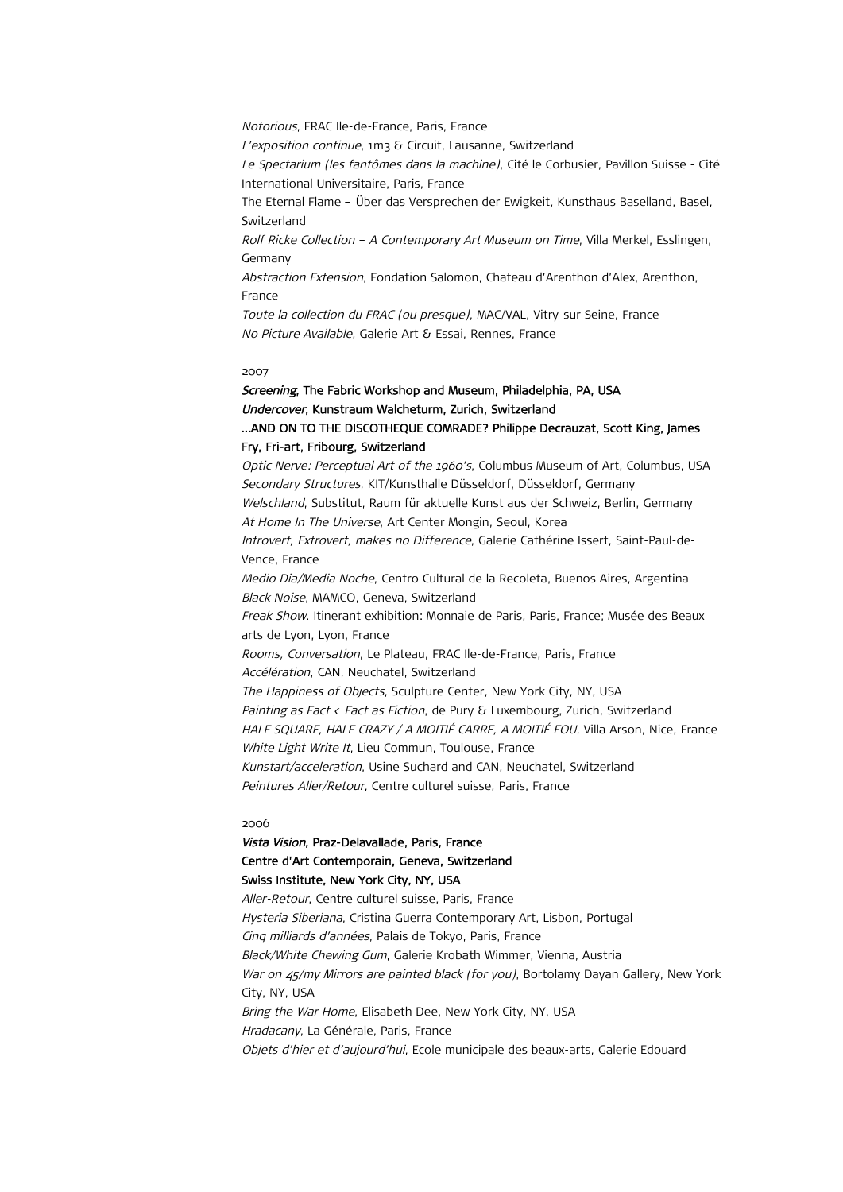*Notorious*, FRAC Ile-de-France, Paris, France
*L'exposition continue*, 1m3 & Circuit, Lausanne, Switzerland
*Le Spectarium (les fantômes dans la machine)*, Cité le Corbusier, Pavillon Suisse - Cité International Universitaire, Paris, France
The Eternal Flame – Über das Versprechen der Ewigkeit, Kunsthaus Baselland, Basel, Switzerland
*Rolf Ricke Collection – A Contemporary Art Museum on Time*, Villa Merkel, Esslingen, Germany
*Abstraction Extension*, Fondation Salomon, Chateau d'Arenthon d'Alex, Arenthon, France
*Toute la collection du FRAC (ou presque)*, MAC/VAL, Vitry-sur Seine, France
*No Picture Available*, Galerie Art & Essai, Rennes, France

2007

***Screening*, The Fabric Workshop and Museum, Philadelphia, PA, USA**
***Undercover*, Kunstraum Walcheturm, Zurich, Switzerland**
**...AND ON TO THE DISCOTHEQUE COMRADE? Philippe Decrauzat, Scott King, James Fry, Fri-art, Fribourg, Switzerland**
*Optic Nerve: Perceptual Art of the 1960's*, Columbus Museum of Art, Columbus, USA
*Secondary Structures*, KIT/Kunsthalle Düsseldorf, Düsseldorf, Germany
*Welschland*, Substitut, Raum für aktuelle Kunst aus der Schweiz, Berlin, Germany
*At Home In The Universe*, Art Center Mongin, Seoul, Korea
*Introvert, Extrovert, makes no Difference*, Galerie Cathérine Issert, Saint-Paul-de-Vence, France
*Medio Dia/Media Noche*, Centro Cultural de la Recoleta, Buenos Aires, Argentina
*Black Noise*, MAMCO, Geneva, Switzerland
*Freak Show*. Itinerant exhibition: Monnaie de Paris, Paris, France; Musée des Beaux arts de Lyon, Lyon, France
*Rooms, Conversation*, Le Plateau, FRAC Ile-de-France, Paris, France
*Accélération*, CAN, Neuchatel, Switzerland
*The Happiness of Objects*, Sculpture Center, New York City, NY, USA
*Painting as Fact < Fact as Fiction*, de Pury & Luxembourg, Zurich, Switzerland
*HALF SQUARE, HALF CRAZY / A MOITIÉ CARRE, A MOITIÉ FOU*, Villa Arson, Nice, France
*White Light Write It*, Lieu Commun, Toulouse, France
*Kunstart/acceleration*, Usine Suchard and CAN, Neuchatel, Switzerland
*Peintures Aller/Retour*, Centre culturel suisse, Paris, France

2006

***Vista Vision*, Praz-Delavallade, Paris, France**
**Centre d'Art Contemporain, Geneva, Switzerland**
**Swiss Institute, New York City, NY, USA**
*Aller-Retour*, Centre culturel suisse, Paris, France
*Hysteria Siberiana*, Cristina Guerra Contemporary Art, Lisbon, Portugal
*Cinq milliards d'années*, Palais de Tokyo, Paris, France
*Black/White Chewing Gum*, Galerie Krobath Wimmer, Vienna, Austria
*War on 45/my Mirrors are painted black (for you)*, Bortolamy Dayan Gallery, New York City, NY, USA
*Bring the War Home*, Elisabeth Dee, New York City, NY, USA
*Hradacany*, La Générale, Paris, France
*Objets d'hier et d'aujourd'hui*, Ecole municipale des beaux-arts, Galerie Edouard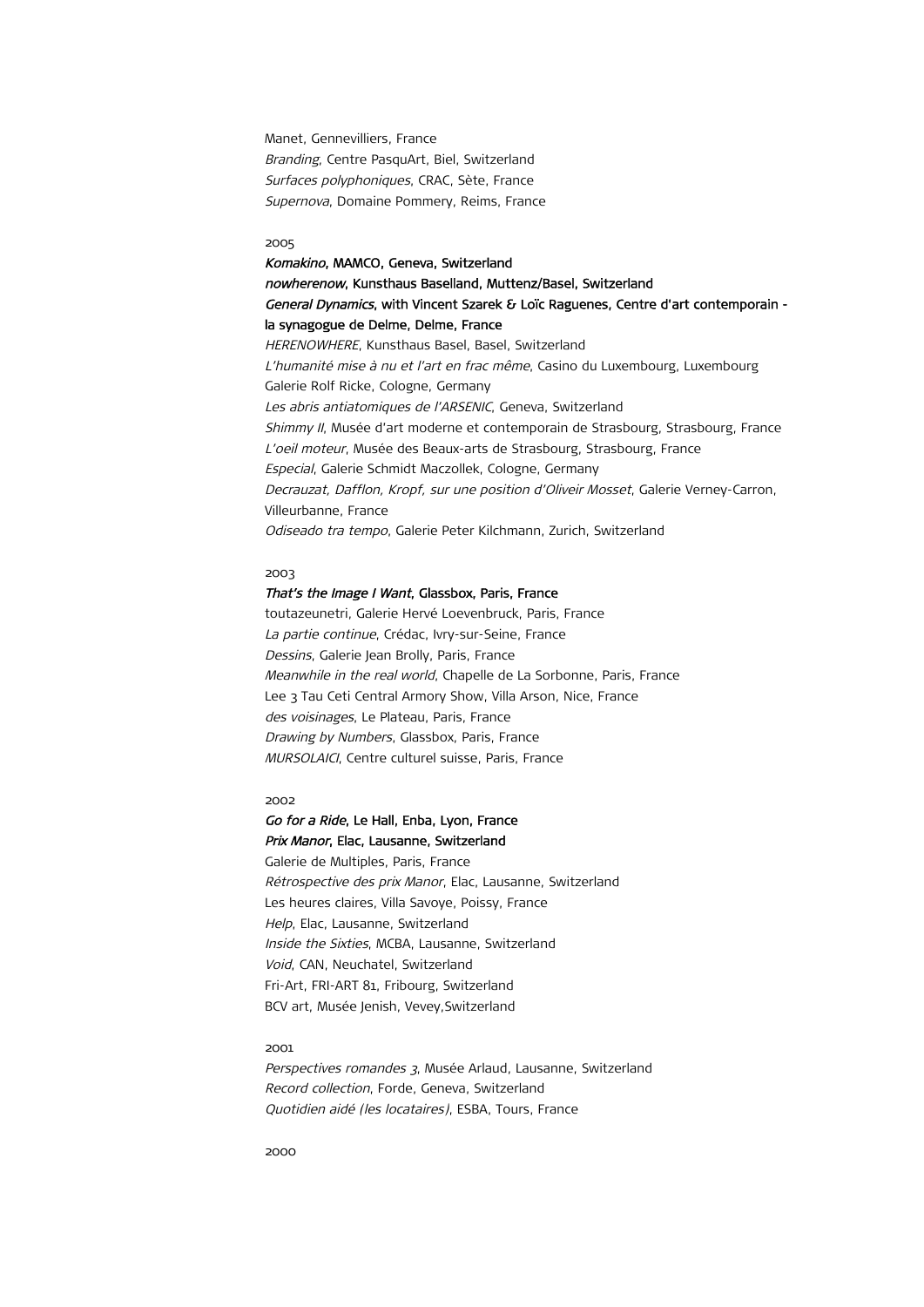Manet, Gennevilliers, France
*Branding*, Centre PasquArt, Biel, Switzerland
*Surfaces polyphoniques*, CRAC, Sète, France
*Supernova*, Domaine Pommery, Reims, France

2005

***Komakino*, MAMCO, Geneva, Switzerland**
***nowherenow*, Kunsthaus Baselland, Muttenz/Basel, Switzerland**
***General Dynamics*, with Vincent Szarek & Loïc Raguenes, Centre d'art contemporain - la synagogue de Delme, Delme, France**
*HERENOWHERE*, Kunsthaus Basel, Basel, Switzerland
*L'humanité mise à nu et l'art en frac même*, Casino du Luxembourg, Luxembourg
Galerie Rolf Ricke, Cologne, Germany
*Les abris antiatomiques de l'ARSENIC*, Geneva, Switzerland
*Shimmy II*, Musée d'art moderne et contemporain de Strasbourg, Strasbourg, France
*L'oeil moteur*, Musée des Beaux-arts de Strasbourg, Strasbourg, France
*Especial*, Galerie Schmidt Maczollek, Cologne, Germany
*Decrauzat, Dafflon, Kropf, sur une position d'Oliveir Mosset*, Galerie Verney-Carron, Villeurbanne, France
*Odiseado tra tempo*, Galerie Peter Kilchmann, Zurich, Switzerland

2003

***That's the Image I Want*, Glassbox, Paris, France**
toutazeunetri, Galerie Hervé Loevenbruck, Paris, France
*La partie continue*, Crédac, Ivry-sur-Seine, France
*Dessins*, Galerie Jean Brolly, Paris, France
*Meanwhile in the real world*, Chapelle de La Sorbonne, Paris, France
Lee 3 Tau Ceti Central Armory Show, Villa Arson, Nice, France
*des voisinages*, Le Plateau, Paris, France
*Drawing by Numbers*, Glassbox, Paris, France
*MURSOLAICI*, Centre culturel suisse, Paris, France

2002

***Go for a Ride*, Le Hall, Enba, Lyon, France**
***Prix Manor*, Elac, Lausanne, Switzerland**
Galerie de Multiples, Paris, France
*Rétrospective des prix Manor*, Elac, Lausanne, Switzerland
Les heures claires, Villa Savoye, Poissy, France
*Help*, Elac, Lausanne, Switzerland
*Inside the Sixties*, MCBA, Lausanne, Switzerland
*Void*, CAN, Neuchatel, Switzerland
Fri-Art, FRI-ART 81, Fribourg, Switzerland
BCV art, Musée Jenish, Vevey,Switzerland

2001

*Perspectives romandes 3*, Musée Arlaud, Lausanne, Switzerland
*Record collection*, Forde, Geneva, Switzerland
*Quotidien aidé (les locataires)*, ESBA, Tours, France

2000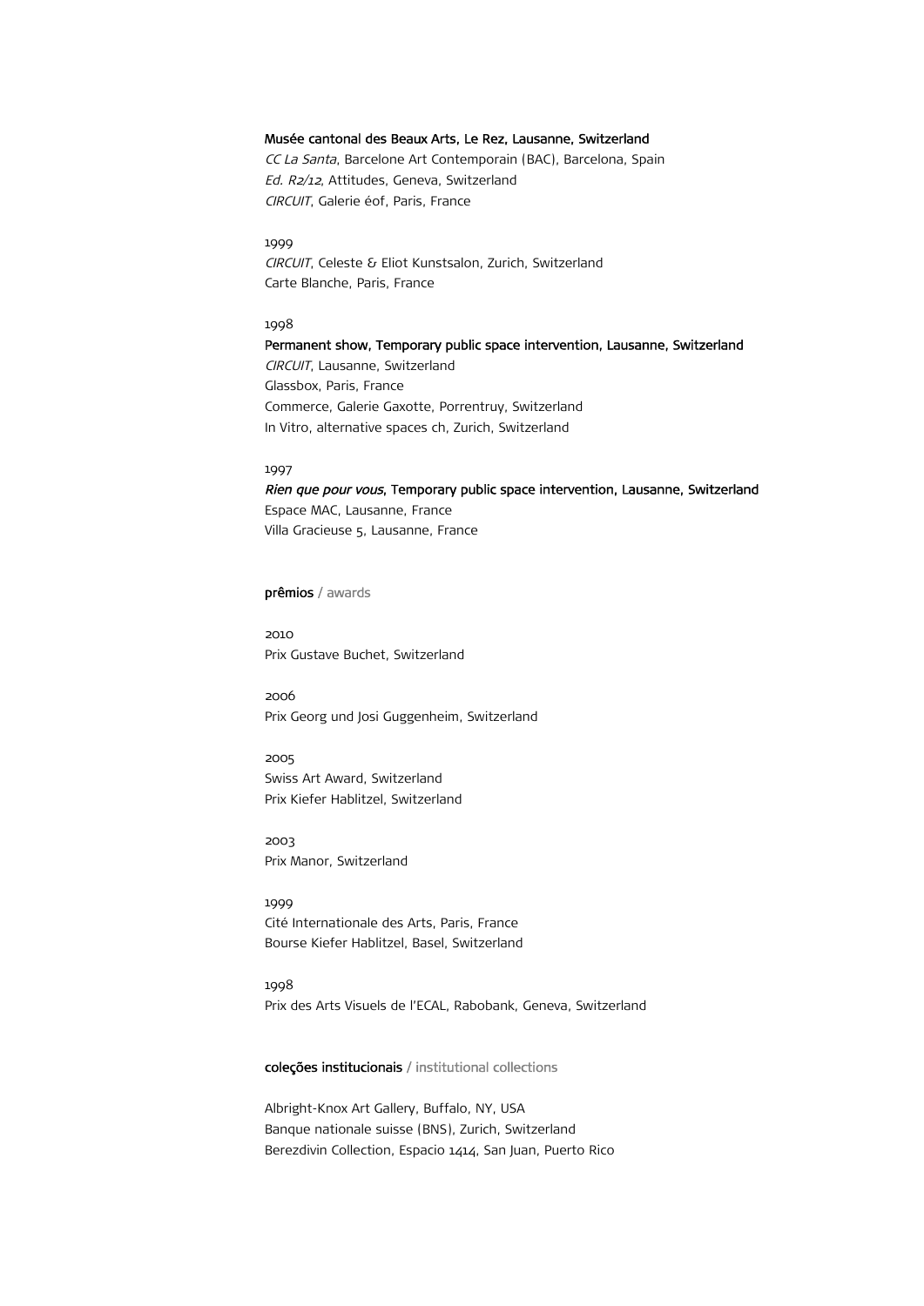**Musée cantonal des Beaux Arts, Le Rez, Lausanne, Switzerland**
*CC La Santa*, Barcelone Art Contemporain (BAC), Barcelona, Spain
*Ed. R2/12*, Attitudes, Geneva, Switzerland
*CIRCUIT*, Galerie éof, Paris, France

1999
*CIRCUIT*, Celeste & Eliot Kunstsalon, Zurich, Switzerland
Carte Blanche, Paris, France

1998
**Permanent show, Temporary public space intervention, Lausanne, Switzerland**
*CIRCUIT*, Lausanne, Switzerland
Glassbox, Paris, France
Commerce, Galerie Gaxotte, Porrentruy, Switzerland
In Vitro, alternative spaces ch, Zurich, Switzerland

1997
***Rien que pour vous*, Temporary public space intervention, Lausanne, Switzerland**
Espace MAC, Lausanne, France
Villa Gracieuse 5, Lausanne, France

## prêmios / awards

2010
Prix Gustave Buchet, Switzerland

2006
Prix Georg und Josi Guggenheim, Switzerland

2005
Swiss Art Award, Switzerland
Prix Kiefer Hablitzel, Switzerland

2003
Prix Manor, Switzerland

1999
Cité Internationale des Arts, Paris, France
Bourse Kiefer Hablitzel, Basel, Switzerland

1998
Prix des Arts Visuels de l'ECAL, Rabobank, Geneva, Switzerland

## coleções institucionais / institutional collections

Albright-Knox Art Gallery, Buffalo, NY, USA
Banque nationale suisse (BNS), Zurich, Switzerland
Berezdivin Collection, Espacio 1414, San Juan, Puerto Rico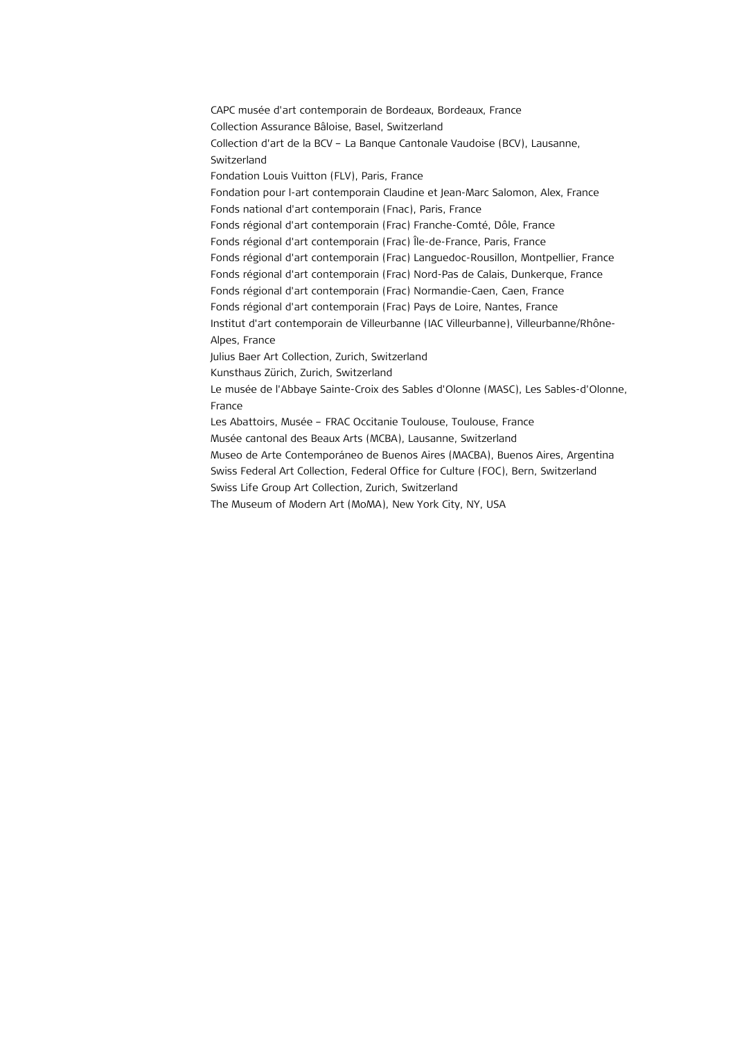CAPC musée d'art contemporain de Bordeaux, Bordeaux, France
Collection Assurance Bâloise, Basel, Switzerland
Collection d'art de la BCV – La Banque Cantonale Vaudoise (BCV), Lausanne, Switzerland
Fondation Louis Vuitton (FLV), Paris, France
Fondation pour l-art contemporain Claudine et Jean-Marc Salomon, Alex, France
Fonds national d'art contemporain (Fnac), Paris, France
Fonds régional d'art contemporain (Frac) Franche-Comté, Dôle, France
Fonds régional d'art contemporain (Frac) Île-de-France, Paris, France
Fonds régional d'art contemporain (Frac) Languedoc-Rousillon, Montpellier, France
Fonds régional d'art contemporain (Frac) Nord-Pas de Calais, Dunkerque, France
Fonds régional d'art contemporain (Frac) Normandie-Caen, Caen, France
Fonds régional d'art contemporain (Frac) Pays de Loire, Nantes, France
Institut d'art contemporain de Villeurbanne (IAC Villeurbanne), Villeurbanne/Rhône-Alpes, France
Julius Baer Art Collection, Zurich, Switzerland
Kunsthaus Zürich, Zurich, Switzerland
Le musée de l'Abbaye Sainte-Croix des Sables d'Olonne (MASC), Les Sables-d'Olonne, France
Les Abattoirs, Musée – FRAC Occitanie Toulouse, Toulouse, France
Musée cantonal des Beaux Arts (MCBA), Lausanne, Switzerland
Museo de Arte Contemporáneo de Buenos Aires (MACBA), Buenos Aires, Argentina
Swiss Federal Art Collection, Federal Office for Culture (FOC), Bern, Switzerland
Swiss Life Group Art Collection, Zurich, Switzerland
The Museum of Modern Art (MoMA), New York City, NY, USA